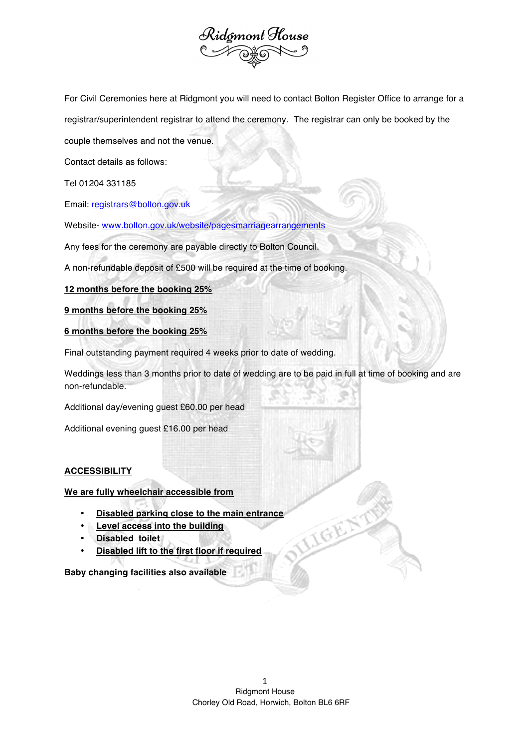# Ridgmont House

For Civil Ceremonies here at Ridgmont you will need to contact Bolton Register Office to arrange for a registrar/superintendent registrar to attend the ceremony. The registrar can only be booked by the couple themselves and not the venue.

Contact details as follows:

Tel 01204 331185

Email: registrars@bolton.gov.uk

Website- www.bolton.gov.uk/website/pagesmarriagearrangements

Any fees for the ceremony are payable directly to Bolton Council.

A non-refundable deposit of £500 will be required at the time of booking.

**12 months before the booking 25%**

**9 months before the booking 25%**

**6 months before the booking 25%**

Final outstanding payment required 4 weeks prior to date of wedding.

Weddings less than 3 months prior to date of wedding are to be paid in full at time of booking and are non-refundable.

Additional day/evening guest £60.00 per head

Additional evening guest £16.00 per head

**ACCESSIBILITY**

**We are fully wheelchair accessible from**

- **Disabled parking close to the main entrance**
- **Level access into the building**
- **Disabled toilet**
- **Disabled lift to the first floor if required**

**Baby changing facilities also available**

Ridgmont House
Chorley Old Road, Horwich, Bolton BL6 6RF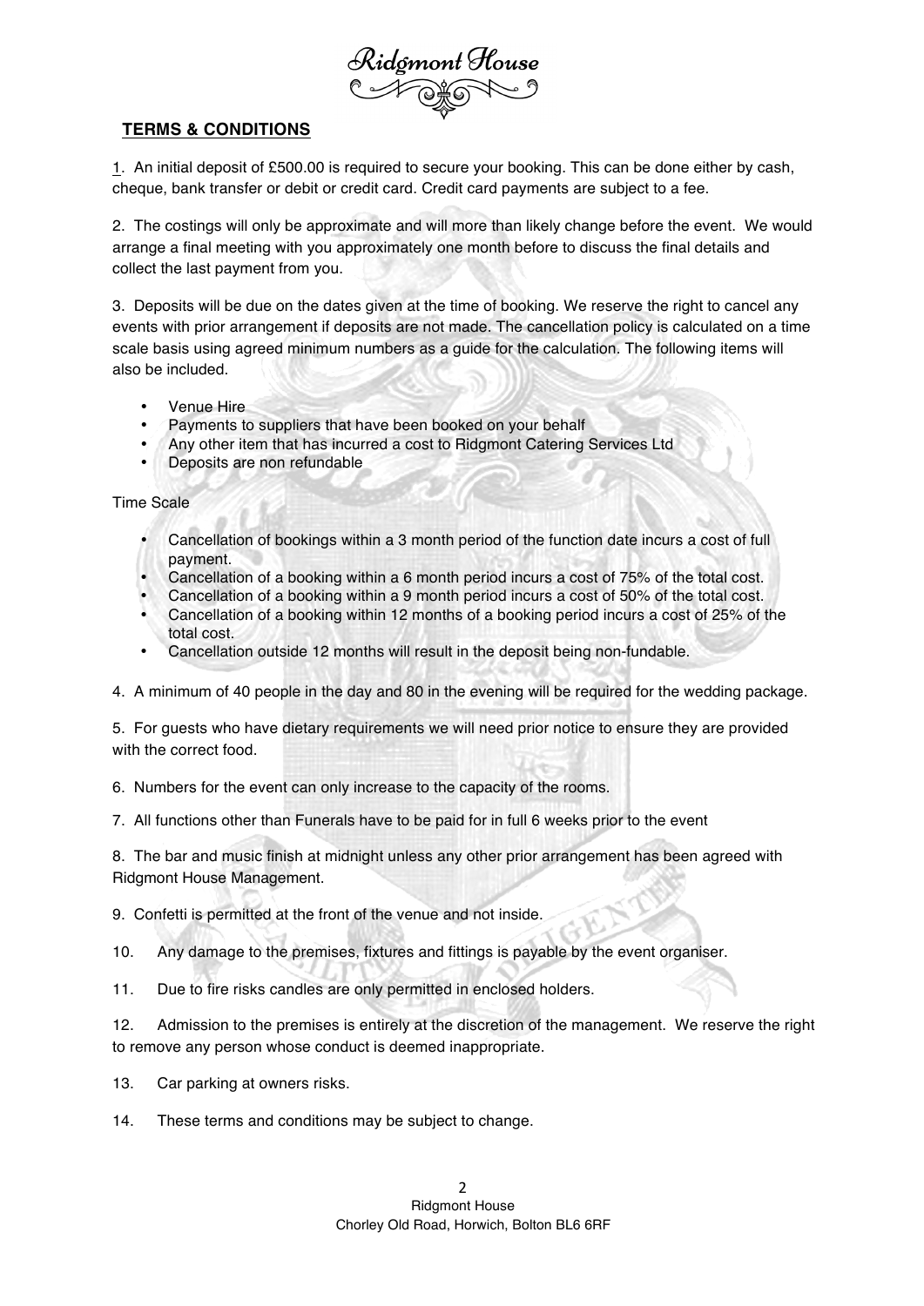# TERMS & CONDITIONS

1. An initial deposit of £500.00 is required to secure your booking. This can be done either by cash, cheque, bank transfer or debit or credit card. Credit card payments are subject to a fee.

2. The costings will only be approximate and will more than likely change before the event. We would arrange a final meeting with you approximately one month before to discuss the final details and collect the last payment from you.

3. Deposits will be due on the dates given at the time of booking. We reserve the right to cancel any events with prior arrangement if deposits are not made. The cancellation policy is calculated on a time scale basis using agreed minimum numbers as a guide for the calculation. The following items will also be included.

- Venue Hire
- Payments to suppliers that have been booked on your behalf
- Any other item that has incurred a cost to Ridgmont Catering Services Ltd
- Deposits are non refundable

Time Scale

- Cancellation of bookings within a 3 month period of the function date incurs a cost of full payment.
- Cancellation of a booking within a 6 month period incurs a cost of 75% of the total cost.
- Cancellation of a booking within a 9 month period incurs a cost of 50% of the total cost.
- Cancellation of a booking within 12 months of a booking period incurs a cost of 25% of the total cost.
- Cancellation outside 12 months will result in the deposit being non-fundable.

4. A minimum of 40 people in the day and 80 in the evening will be required for the wedding package.

5. For guests who have dietary requirements we will need prior notice to ensure they are provided with the correct food.

6. Numbers for the event can only increase to the capacity of the rooms.

7. All functions other than Funerals have to be paid for in full 6 weeks prior to the event

8. The bar and music finish at midnight unless any other prior arrangement has been agreed with Ridgmont House Management.

9. Confetti is permitted at the front of the venue and not inside.

10. Any damage to the premises, fixtures and fittings is payable by the event organiser.

11. Due to fire risks candles are only permitted in enclosed holders.

12. Admission to the premises is entirely at the discretion of the management. We reserve the right to remove any person whose conduct is deemed inappropriate.

13. Car parking at owners risks.

14. These terms and conditions may be subject to change.

Ridgmont House
Chorley Old Road, Horwich, Bolton BL6 6RF